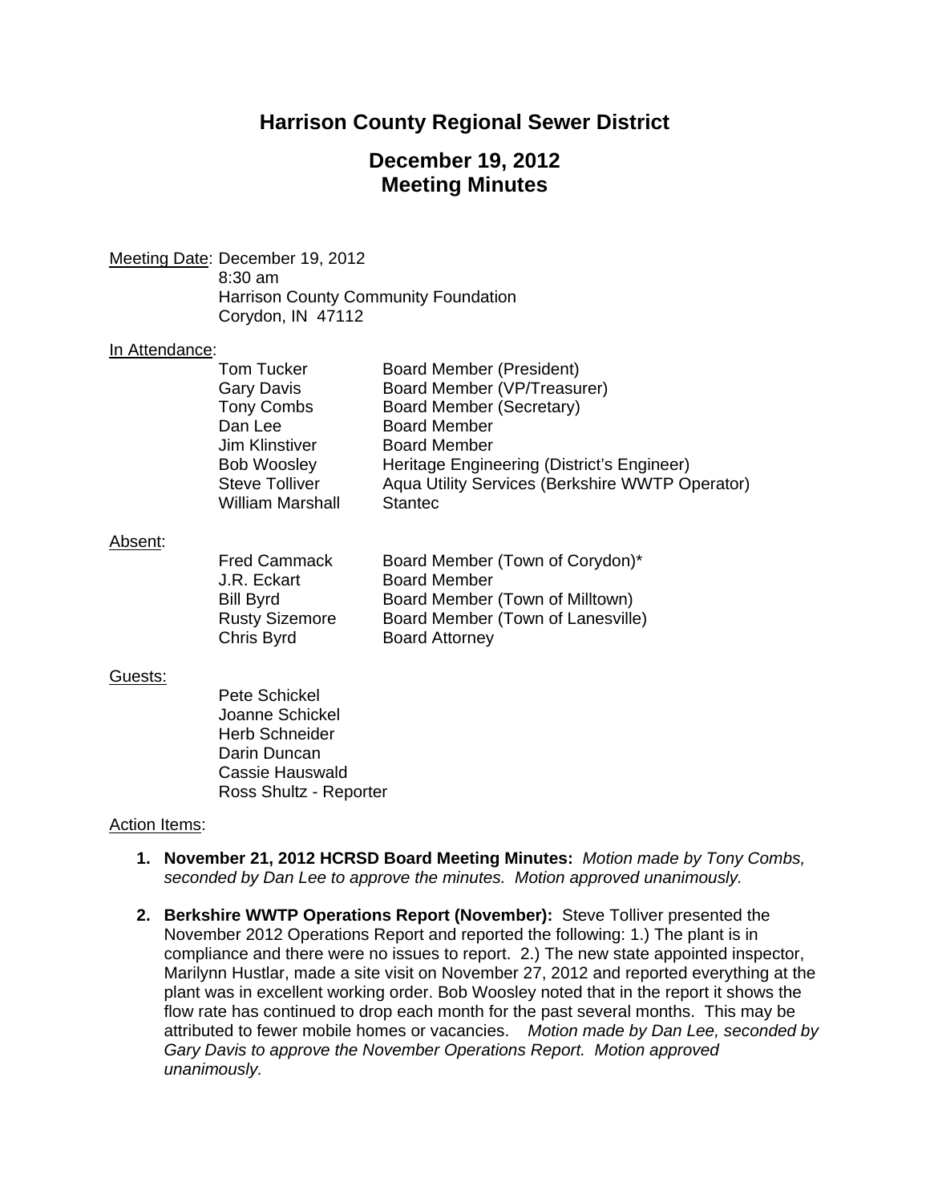# Harrison County Regional Sewer District

## December 19, 2012
## Meeting Minutes

Meeting Date: December 19, 2012
8:30 am
Harrison County Community Foundation
Corydon, IN 47112

In Attendance:

| | |
|---|---|
| Tom Tucker | Board Member (President) |
| Gary Davis | Board Member (VP/Treasurer) |
| Tony Combs | Board Member (Secretary) |
| Dan Lee | Board Member |
| Jim Klinstiver | Board Member |
| Bob Woosley | Heritage Engineering (District's Engineer) |
| Steve Tolliver | Aqua Utility Services (Berkshire WWTP Operator) |
| William Marshall | Stantec |

Absent:

| | |
|---|---|
| Fred Cammack | Board Member (Town of Corydon)* |
| J.R. Eckart | Board Member |
| Bill Byrd | Board Member (Town of Milltown) |
| Rusty Sizemore | Board Member (Town of Lanesville) |
| Chris Byrd | Board Attorney |

Guests:

Pete Schickel
Joanne Schickel
Herb Schneider
Darin Duncan
Cassie Hauswald
Ross Shultz - Reporter

Action Items:

1. **November 21, 2012 HCRSD Board Meeting Minutes:** *Motion made by Tony Combs, seconded by Dan Lee to approve the minutes. Motion approved unanimously.*

2. **Berkshire WWTP Operations Report (November):** Steve Tolliver presented the November 2012 Operations Report and reported the following: 1.) The plant is in compliance and there were no issues to report. 2.) The new state appointed inspector, Marilynn Hustlar, made a site visit on November 27, 2012 and reported everything at the plant was in excellent working order. Bob Woosley noted that in the report it shows the flow rate has continued to drop each month for the past several months. This may be attributed to fewer mobile homes or vacancies. *Motion made by Dan Lee, seconded by Gary Davis to approve the November Operations Report. Motion approved unanimously.*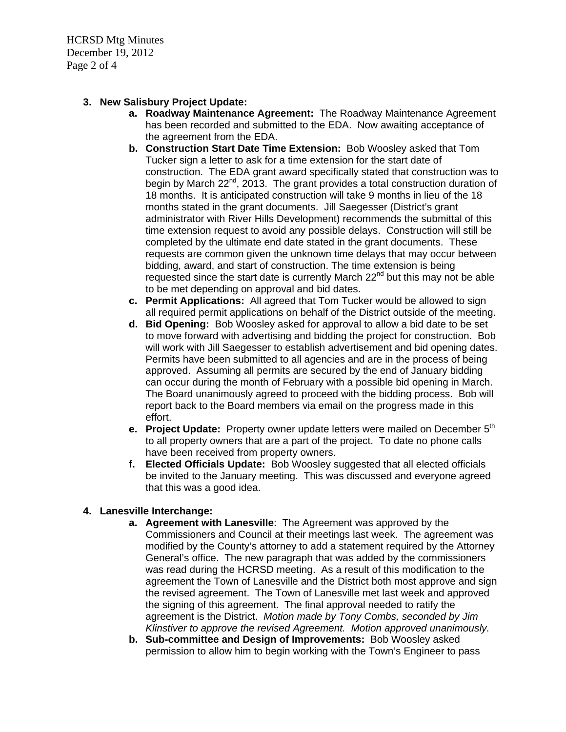3. **New Salisbury Project Update:**
    a. **Roadway Maintenance Agreement:** The Roadway Maintenance Agreement has been recorded and submitted to the EDA. Now awaiting acceptance of the agreement from the EDA.
    b. **Construction Start Date Time Extension:** Bob Woosley asked that Tom Tucker sign a letter to ask for a time extension for the start date of construction. The EDA grant award specifically stated that construction was to begin by March 22nd, 2013. The grant provides a total construction duration of 18 months. It is anticipated construction will take 9 months in lieu of the 18 months stated in the grant documents. Jill Saegesser (District's grant administrator with River Hills Development) recommends the submittal of this time extension request to avoid any possible delays. Construction will still be completed by the ultimate end date stated in the grant documents. These requests are common given the unknown time delays that may occur between bidding, award, and start of construction. The time extension is being requested since the start date is currently March 22nd but this may not be able to be met depending on approval and bid dates.
    c. **Permit Applications:** All agreed that Tom Tucker would be allowed to sign all required permit applications on behalf of the District outside of the meeting.
    d. **Bid Opening:** Bob Woosley asked for approval to allow a bid date to be set to move forward with advertising and bidding the project for construction. Bob will work with Jill Saegesser to establish advertisement and bid opening dates. Permits have been submitted to all agencies and are in the process of being approved. Assuming all permits are secured by the end of January bidding can occur during the month of February with a possible bid opening in March. The Board unanimously agreed to proceed with the bidding process. Bob will report back to the Board members via email on the progress made in this effort.
    e. **Project Update:** Property owner update letters were mailed on December 5th to all property owners that are a part of the project. To date no phone calls have been received from property owners.
    f. **Elected Officials Update:** Bob Woosley suggested that all elected officials be invited to the January meeting. This was discussed and everyone agreed that this was a good idea.

4. **Lanesville Interchange:**
    a. **Agreement with Lanesville**: The Agreement was approved by the Commissioners and Council at their meetings last week. The agreement was modified by the County's attorney to add a statement required by the Attorney General's office. The new paragraph that was added by the commissioners was read during the HCRSD meeting. As a result of this modification to the agreement the Town of Lanesville and the District both most approve and sign the revised agreement. The Town of Lanesville met last week and approved the signing of this agreement. The final approval needed to ratify the agreement is the District. *Motion made by Tony Combs, seconded by Jim Klinstiver to approve the revised Agreement. Motion approved unanimously.*
    b. **Sub-committee and Design of Improvements:** Bob Woosley asked permission to allow him to begin working with the Town's Engineer to pass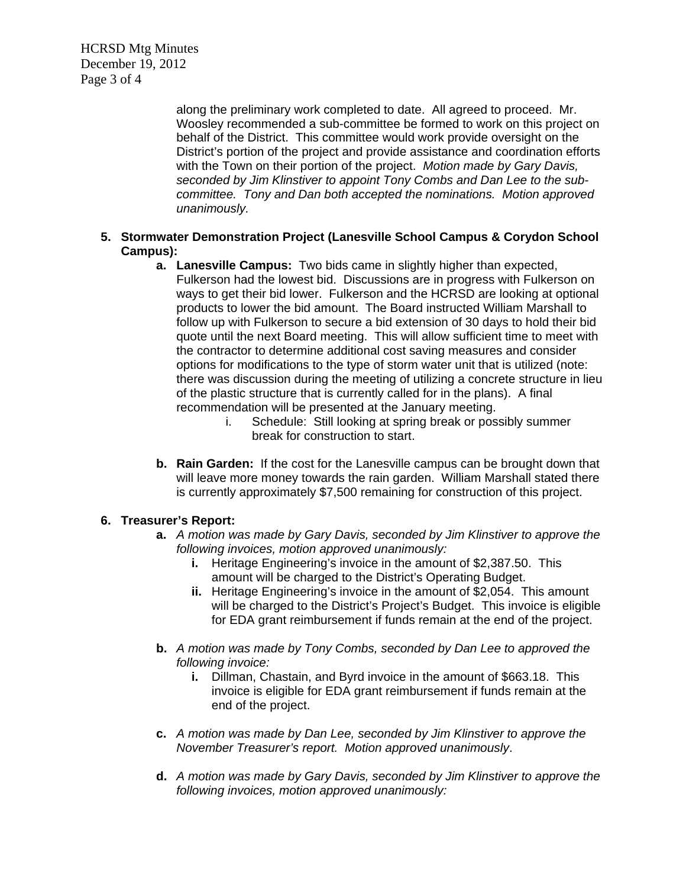along the preliminary work completed to date. All agreed to proceed. Mr. Woosley recommended a sub-committee be formed to work on this project on behalf of the District. This committee would work provide oversight on the District's portion of the project and provide assistance and coordination efforts with the Town on their portion of the project. *Motion made by Gary Davis, seconded by Jim Klinstiver to appoint Tony Combs and Dan Lee to the sub-committee. Tony and Dan both accepted the nominations. Motion approved unanimously.*

5. **Stormwater Demonstration Project (Lanesville School Campus & Corydon School Campus):**
   a. **Lanesville Campus:** Two bids came in slightly higher than expected, Fulkerson had the lowest bid. Discussions are in progress with Fulkerson on ways to get their bid lower. Fulkerson and the HCRSD are looking at optional products to lower the bid amount. The Board instructed William Marshall to follow up with Fulkerson to secure a bid extension of 30 days to hold their bid quote until the next Board meeting. This will allow sufficient time to meet with the contractor to determine additional cost saving measures and consider options for modifications to the type of storm water unit that is utilized (note: there was discussion during the meeting of utilizing a concrete structure in lieu of the plastic structure that is currently called for in the plans). A final recommendation will be presented at the January meeting.
      i. Schedule: Still looking at spring break or possibly summer break for construction to start.

   b. **Rain Garden:** If the cost for the Lanesville campus can be brought down that will leave more money towards the rain garden. William Marshall stated there is currently approximately $7,500 remaining for construction of this project.

6. **Treasurer's Report:**
   a. *A motion was made by Gary Davis, seconded by Jim Klinstiver to approve the following invoices, motion approved unanimously:*
      i. Heritage Engineering's invoice in the amount of $2,387.50. This amount will be charged to the District's Operating Budget.
      ii. Heritage Engineering's invoice in the amount of $2,054. This amount will be charged to the District's Project's Budget. This invoice is eligible for EDA grant reimbursement if funds remain at the end of the project.

   b. *A motion was made by Tony Combs, seconded by Dan Lee to approved the following invoice:*
      i. Dillman, Chastain, and Byrd invoice in the amount of $663.18. This invoice is eligible for EDA grant reimbursement if funds remain at the end of the project.

   c. *A motion was made by Dan Lee, seconded by Jim Klinstiver to approve the November Treasurer's report. Motion approved unanimously*.

   d. *A motion was made by Gary Davis, seconded by Jim Klinstiver to approve the following invoices, motion approved unanimously:*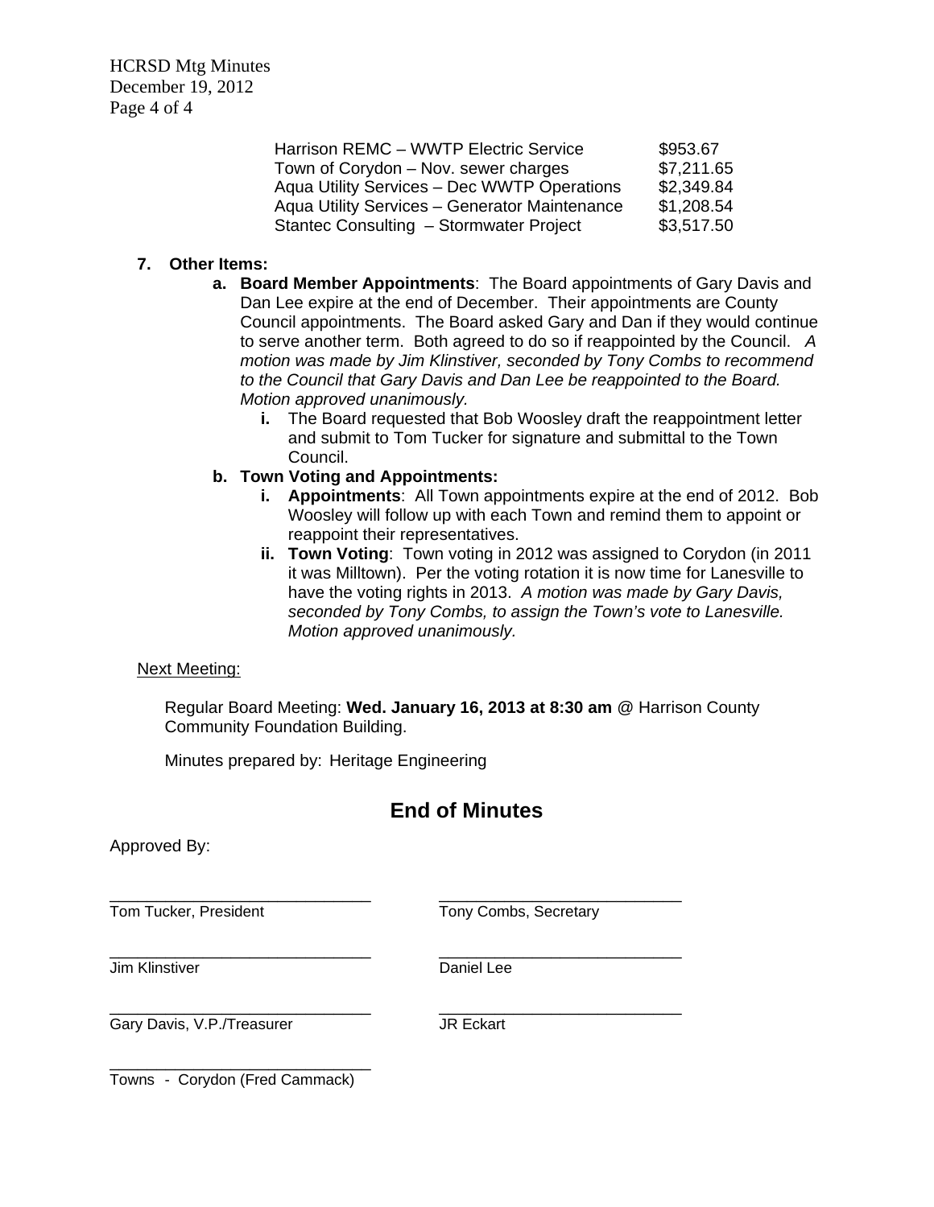| | |
|---|---|
| Harrison REMC – WWTP Electric Service | $953.67 |
| Town of Corydon – Nov. sewer charges | $7,211.65 |
| Aqua Utility Services – Dec WWTP Operations | $2,349.84 |
| Aqua Utility Services – Generator Maintenance | $1,208.54 |
| Stantec Consulting – Stormwater Project | $3,517.50 |

7. **Other Items:**
   a. **Board Member Appointments**: The Board appointments of Gary Davis and Dan Lee expire at the end of December. Their appointments are County Council appointments. The Board asked Gary and Dan if they would continue to serve another term. Both agreed to do so if reappointed by the Council. *A motion was made by Jim Klinstiver, seconded by Tony Combs to recommend to the Council that Gary Davis and Dan Lee be reappointed to the Board. Motion approved unanimously.*
      i. The Board requested that Bob Woosley draft the reappointment letter and submit to Tom Tucker for signature and submittal to the Town Council.
   b. **Town Voting and Appointments:**
      i. **Appointments**: All Town appointments expire at the end of 2012. Bob Woosley will follow up with each Town and remind them to appoint or reappoint their representatives.
      ii. **Town Voting**: Town voting in 2012 was assigned to Corydon (in 2011 it was Milltown). Per the voting rotation it is now time for Lanesville to have the voting rights in 2013. *A motion was made by Gary Davis, seconded by Tony Combs, to assign the Town's vote to Lanesville. Motion approved unanimously.*

Next Meeting:

Regular Board Meeting: **Wed. January 16, 2013 at 8:30 am** @ Harrison County Community Foundation Building.

Minutes prepared by: Heritage Engineering

## End of Minutes

Approved By:

| | |
|---|---|
| ____________________________ Tom Tucker, President | ____________________________ Tony Combs, Secretary |
| ____________________________ Jim Klinstiver | ____________________________ Daniel Lee |
| ____________________________ Gary Davis, V.P./Treasurer | ____________________________ JR Eckart |
| ____________________________ Towns - Corydon (Fred Cammack) | |